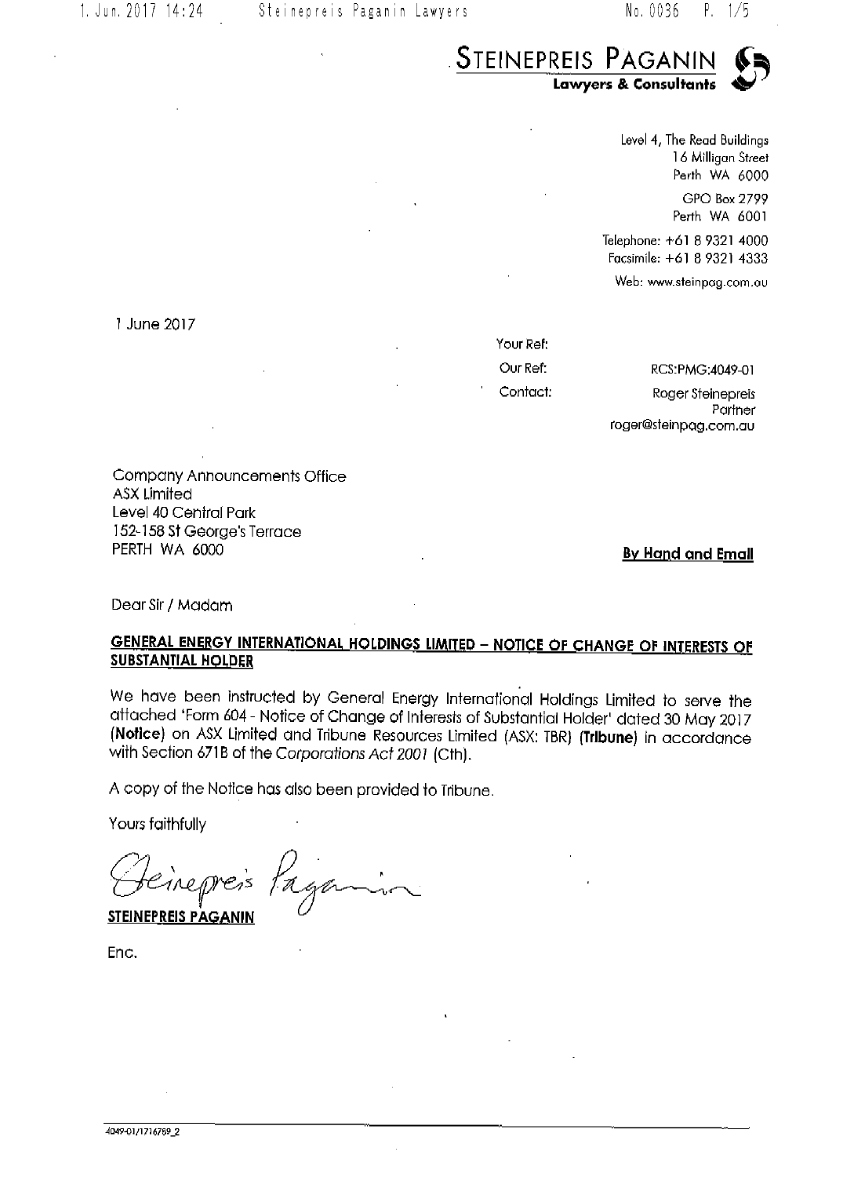**STEINEPREIS PAGANIN**
**Lawyers & Consultants**

Level 4, The Read Buildings
16 Milligan Street
Perth WA 6000

GPO Box 2799
Perth WA 6001

Telephone: +61 8 9321 4000
Facsimile: +61 8 9321 4333

Web: www.steinpag.com.au

1 June 2017

Your Ref:
Our Ref: RCS:PMG:4049-01
Contact: Roger Steinepreis
Partner
roger@steinpag.com.au

Company Announcements Office
ASX Limited
Level 40 Central Park
152-158 St George's Terrace
PERTH WA 6000

**By Hand and Email**

Dear Sir / Madam

**GENERAL ENERGY INTERNATIONAL HOLDINGS LIMITED – NOTICE OF CHANGE OF INTERESTS OF SUBSTANTIAL HOLDER**

We have been instructed by General Energy International Holdings Limited to serve the attached 'Form 604 - Notice of Change of Interests of Substantial Holder' dated 30 May 2017 **(Notice)** on ASX Limited and Tribune Resources Limited (ASX: TBR) **(Tribune)** in accordance with Section 671B of the *Corporations Act 2001* (Cth).

A copy of the Notice has also been provided to Tribune.

Yours faithfully

Steinepreis Paganin

**STEINEPREIS PAGANIN**

Enc.

4049-01/1716789_2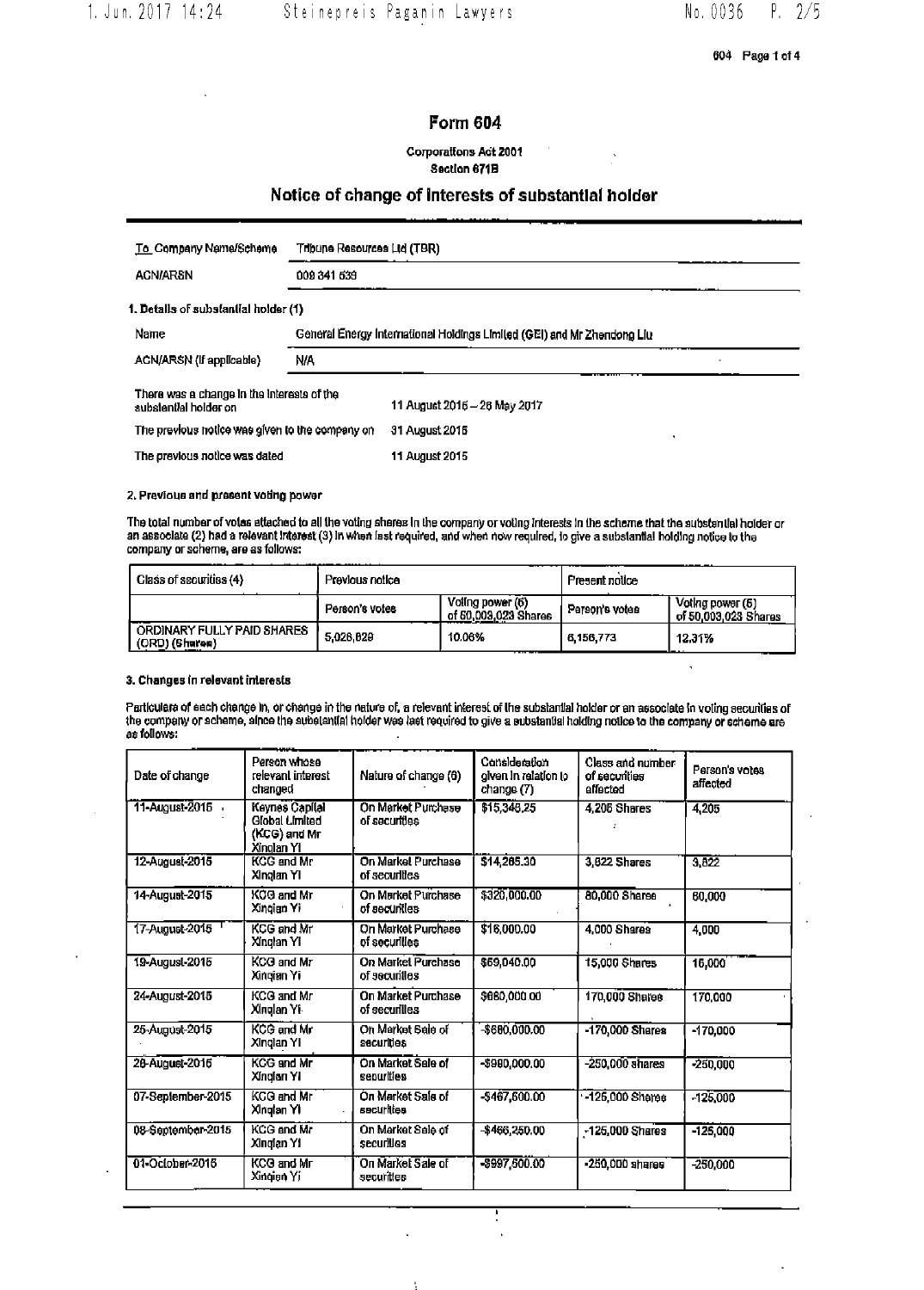# Form 604

**Corporations Act 2001**
**Section 671B**

## Notice of change of interests of substantial holder

| To Company Name/Scheme | Tribune Resources Ltd (TBR) |
|---|---|
| ACN/ARSN | 009 341 539 |

**1. Details of substantial holder (1)**

| Name | General Energy International Holdings Limited (GEI) and Mr Zhendong Liu |
|---|---|
| ACN/ARSN (if applicable) | N/A |

| | |
|---|---|
| There was a change in the interests of the substantial holder on | 11 August 2015 – 26 May 2017 |
| The previous notice was given to the company on | 31 August 2015 |
| The previous notice was dated | 11 August 2015 |

**2. Previous and present voting power**

The total number of votes attached to all the voting shares in the company or voting interests in the scheme that the substantial holder or an associate (2) had a relevant interest (3) in when last required, and when now required, to give a substantial holding notice to the company or scheme, are as follows:

| Class of securities (4) | Previous notice | | Present notice | |
|---|---|---|---|---|
| | Person's votes | Voting power (5) of 50,003,023 Shares | Person's votes | Voting power (5) of 50,003,023 Shares |
| ORDINARY FULLY PAID SHARES (ORD) (Shares) | 5,028,629 | 10.06% | 6,156,773 | 12.31% |

**3. Changes in relevant interests**

Particulars of each change in, or change in the nature of, a relevant interest of the substantial holder or an associate in voting securities of the company or scheme, since the substantial holder was last required to give a substantial holding notice to the company or scheme are as follows:

| Date of change | Person whose relevant interest changed | Nature of change (6) | Consideration given in relation to change (7) | Class and number of securities affected | Person's votes affected |
|---|---|---|---|---|---|
| 11-August-2015 | Keynes Capital Global Limited (KCG) and Mr Xinqian Yi | On Market Purchase of securities | $15,348.25 | 4,205 Shares | 4,205 |
| 12-August-2015 | KCG and Mr Xinqian Yi | On Market Purchase of securities | $14,265.30 | 3,622 Shares | 3,622 |
| 14-August-2015 | KCG and Mr Xinqian Yi | On Market Purchase of securities | $320,000.00 | 80,000 Shares | 80,000 |
| 17-August-2015 | KCG and Mr Xinqian Yi | On Market Purchase of securities | $16,000.00 | 4,000 Shares | 4,000 |
| 19-August-2015 | KCG and Mr Xinqian Yi | On Market Purchase of securities | $69,040.00 | 15,000 Shares | 15,000 |
| 24-August-2015 | KCG and Mr Xinqian Yi | On Market Purchase of securities | $680,000.00 | 170,000 Shares | 170,000 |
| 25-August-2015 | KCG and Mr Xinqian Yi | On Market Sale of securities | -$680,000.00 | -170,000 Shares | -170,000 |
| 28-August-2015 | KCG and Mr Xinqian Yi | On Market Sale of securities | -$990,000.00 | -250,000 shares | -250,000 |
| 07-September-2015 | KCG and Mr Xinqian Yi | On Market Sale of securities | -$467,500.00 | -125,000 Shares | -125,000 |
| 08-September-2015 | KCG and Mr Xinqian Yi | On Market Sale of securities | -$466,250.00 | -125,000 Shares | -125,000 |
| 01-October-2015 | KCG and Mr Xinqian Yi | On Market Sale of securities | -$997,500.00 | -250,000 shares | -250,000 |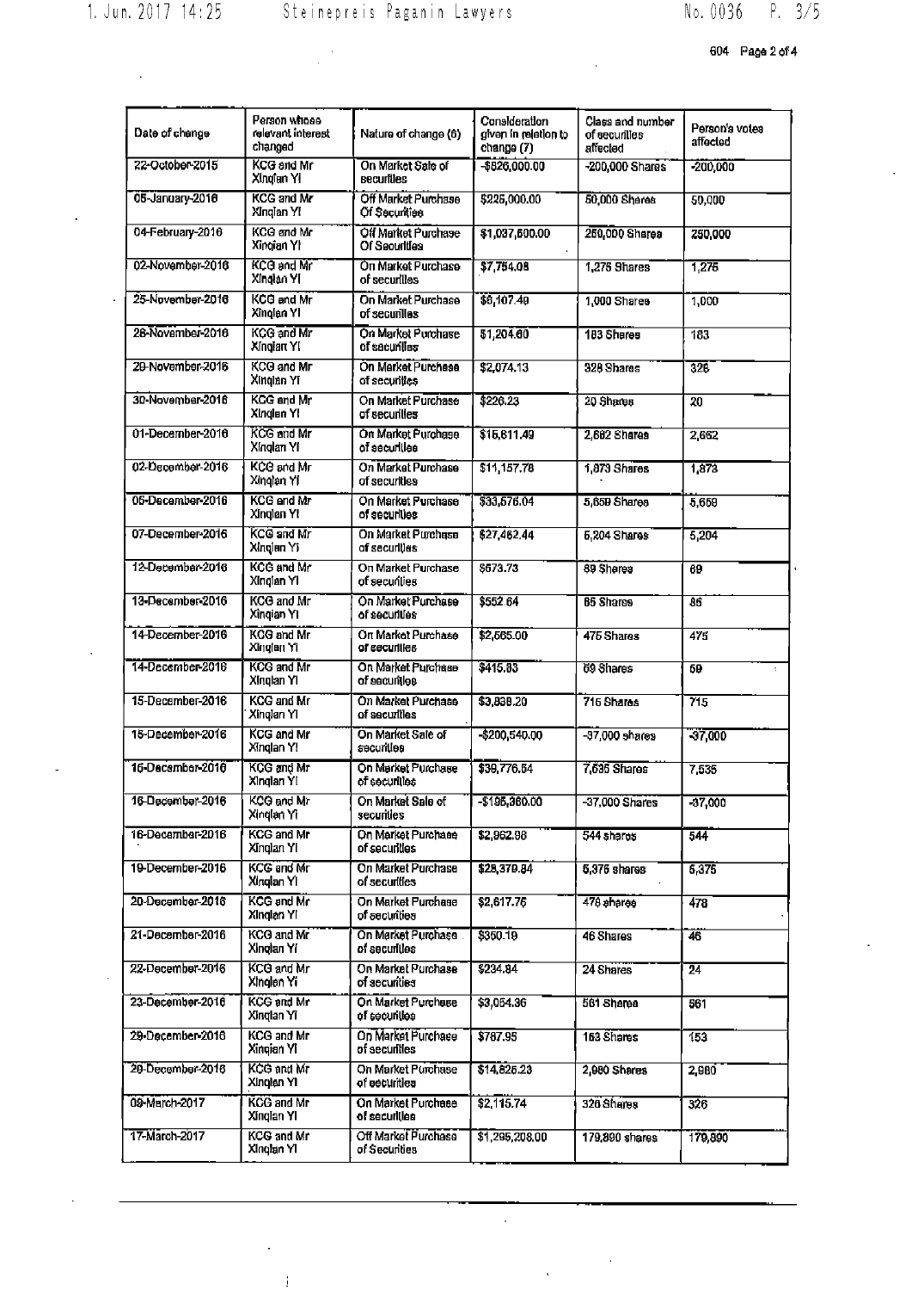| Date of change | Person whose relevant interest changed | Nature of change (6) | Consideration given in relation to change (7) | Class and number of securities affected | Person's votes affected |
|---|---|---|---|---|---|
| 22-October-2015 | KCG and Mr Xinqian YI | On Market Sale of securities | -$826,000.00 | -200,000 Shares | -200,000 |
| 05-January-2016 | KCG and Mr Xinqian YI | Off Market Purchase Of Securities | $225,000.00 | 50,000 Shares | 50,000 |
| 04-February-2016 | KCG and Mr Xinqian YI | Off Market Purchase Of Securities | $1,037,500.00 | 250,000 Shares | 250,000 |
| 02-November-2016 | KCG and Mr Xinqian YI | On Market Purchase of securities | $7,754.08 | 1,275 Shares | 1,275 |
| 25-November-2016 | KCG and Mr Xinqian YI | On Market Purchase of securities | $6,107.49 | 1,000 Shares | 1,000 |
| 28-November-2016 | KCG and Mr Xinqian YI | On Market Purchase of securities | $1,204.60 | 183 Shares | 183 |
| 29-November-2016 | KCG and Mr Xinqian YI | On Market Purchase of securities | $2,074.13 | 328 Shares | 328 |
| 30-November-2016 | KCG and Mr Xinqian YI | On Market Purchase of securities | $226.23 | 20 Shares | 20 |
| 01-December-2016 | KCG and Mr Xinqian YI | On Market Purchase of securities | $15,811.49 | 2,662 Shares | 2,662 |
| 02-December-2016 | KCG and Mr Xinqian YI | On Market Purchase of securities | $11,157.78 | 1,873 Shares | 1,873 |
| 05-December-2016 | KCG and Mr Xinqian YI | On Market Purchase of securities | $33,576.04 | 5,659 Shares | 5,659 |
| 07-December-2016 | KCG and Mr Xinqian YI | On Market Purchase of securities | $27,462.44 | 5,204 Shares | 5,204 |
| 12-December-2016 | KCG and Mr Xinqian YI | On Market Purchase of securities | $573.73 | 89 Shares | 89 |
| 13-December-2016 | KCG and Mr Xinqian YI | On Market Purchase of securities | $552.64 | 86 Shares | 86 |
| 14-December-2016 | KCG and Mr Xinqian YI | On Market Purchase of securities | $2,565.00 | 475 Shares | 475 |
| 14-December-2016 | KCG and Mr Xinqian YI | On Market Purchase of securities | $415.83 | 59 Shares | 59 |
| 15-December-2016 | KCG and Mr Xinqian YI | On Market Purchase of securities | $3,838.20 | 715 Shares | 715 |
| 15-December-2016 | KCG and Mr Xinqian YI | On Market Sale of securities | -$200,540.00 | -37,000 shares | -37,000 |
| 16-December-2016 | KCG and Mr Xinqian YI | On Market Purchase of securities | $39,776.54 | 7,535 Shares | 7,535 |
| 16-December-2016 | KCG and Mr Xinqian YI | On Market Sale of securities | -$195,360.00 | -37,000 Shares | -37,000 |
| 16-December-2016 | KCG and Mr Xinqian YI | On Market Purchase of securities | $2,962.98 | 544 shares | 544 |
| 19-December-2016 | KCG and Mr Xinqian YI | On Market Purchase of securities | $28,379.84 | 5,375 shares | 5,375 |
| 20-December-2016 | KCG and Mr Xinqian YI | On Market Purchase of securities | $2,617.75 | 478 shares | 478 |
| 21-December-2016 | KCG and Mr Xinqian YI | On Market Purchase of securities | $360.19 | 46 Shares | 46 |
| 22-December-2016 | KCG and Mr Xinqian YI | On Market Purchase of securities | $234.84 | 24 Shares | 24 |
| 23-December-2016 | KCG and Mr Xinqian YI | On Market Purchase of securities | $3,054.36 | 561 Shares | 561 |
| 29-December-2016 | KCG and Mr Xinqian YI | On Market Purchase of securities | $787.95 | 153 Shares | 153 |
| 29-December-2016 | KCG and Mr Xinqian YI | On Market Purchase of securities | $14,826.23 | 2,980 Shares | 2,980 |
| 09-March-2017 | KCG and Mr Xinqian YI | On Market Purchase of securities | $2,115.74 | 326 Shares | 326 |
| 17-March-2017 | KCG and Mr Xinqian YI | Off Market Purchase of Securities | $1,295,208.00 | 179,890 shares | 179,890 |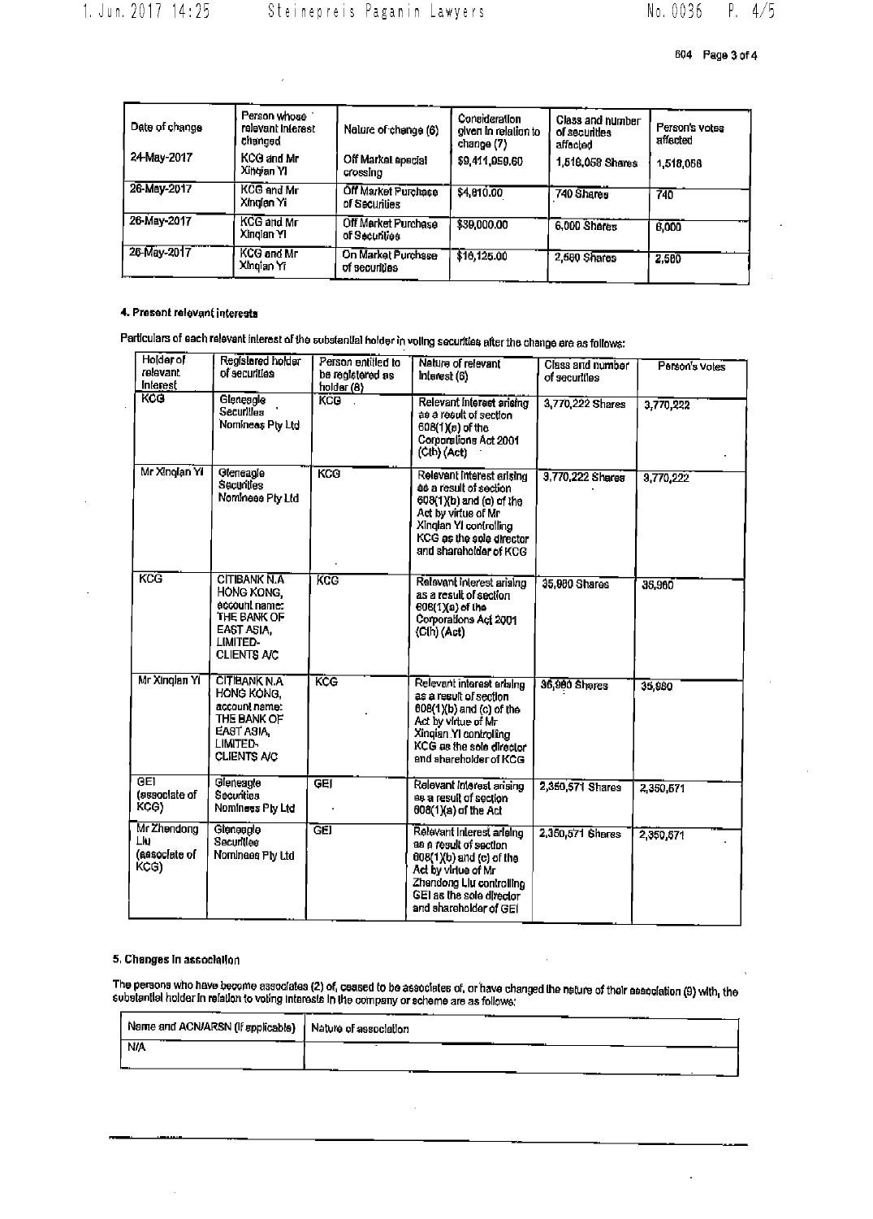| Date of change | Person whose relevant interest changed | Nature of change (6) | Consideration given in relation to change (7) | Class and number of securities affected | Person's votes affected |
|---|---|---|---|---|---|
| 24-May-2017 | KCG and Mr Xinqian YI | Off Market special crossing | $9,411,959.60 | 1,516,056 Shares | 1,516,056 |
| 26-May-2017 | KCG and Mr Xinqian Yi | Off Market Purchase of Securities | $4,810.00 | 740 Shares | 740 |
| 26-May-2017 | KCG and Mr Xinqian YI | Off Market Purchase of Securities | $39,000.00 | 6,000 Shares | 6,000 |
| 26-May-2017 | KCG and Mr Xinqian Yi | On Market Purchase of securities | $16,125.00 | 2,580 Shares | 2,580 |

### 4. Present relevant interests

Particulars of each relevant interest of the substantial holder in voting securities after the change are as follows:

| Holder of relevant interest | Registered holder of securities | Person entitled to be registered as holder (8) | Nature of relevant interest (6) | Class and number of securities | Person's votes |
|---|---|---|---|---|---|
| KCG | Gleneagle Securities Nominees Pty Ltd | KCG | Relevant interest arising as a result of section 608(1)(a) of the Corporations Act 2001 (Cth) (Act) | 3,770,222 Shares | 3,770,222 |
| Mr Xinqian YI | Gleneagle Securities Nominees Pty Ltd | KCG | Relevant interest arising as a result of section 608(1)(b) and (c) of the Act by virtue of Mr Xinqian YI controlling KCG as the sole director and shareholder of KCG | 3,770,222 Shares | 3,770,222 |
| KCG | CITIBANK N.A HONG KONG, account name: THE BANK OF EAST ASIA, LIMITED-CLIENTS A/C | KCG | Relevant interest arising as a result of section 608(1)(a) of the Corporations Act 2001 (Cth) (Act) | 35,980 Shares | 35,980 |
| Mr Xinqian Yi | CITIBANK N.A HONG KONG, account name: THE BANK OF EAST ASIA, LIMITED-CLIENTS A/C | KCG | Relevant interest arising as a result of section 608(1)(b) and (c) of the Act by virtue of Mr Xinqian YI controlling KCG as the sole director and shareholder of KCG | 35,980 Shares | 35,980 |
| GEI (associate of KCG) | Gleneagle Securities Nominees Pty Ltd | GEI | Relevant interest arising as a result of section 608(1)(a) of the Act | 2,350,571 Shares | 2,350,571 |
| Mr Zhendong Liu (associate of KCG) | Gleneagle Securities Nominees Pty Ltd | GEI | Relevant interest arising as a result of section 608(1)(b) and (c) of the Act by virtue of Mr Zhendong Liu controlling GEI as the sole director and shareholder of GEI | 2,350,571 Shares | 2,350,571 |

### 5. Changes in association

The persons who have become associates (2) of, ceased to be associates of, or have changed the nature of their association (9) with, the substantial holder in relation to voting interests in the company or scheme are as follows:

| Name and ACN/ARSN (if applicable) | Nature of association |
|---|---|
| N/A | |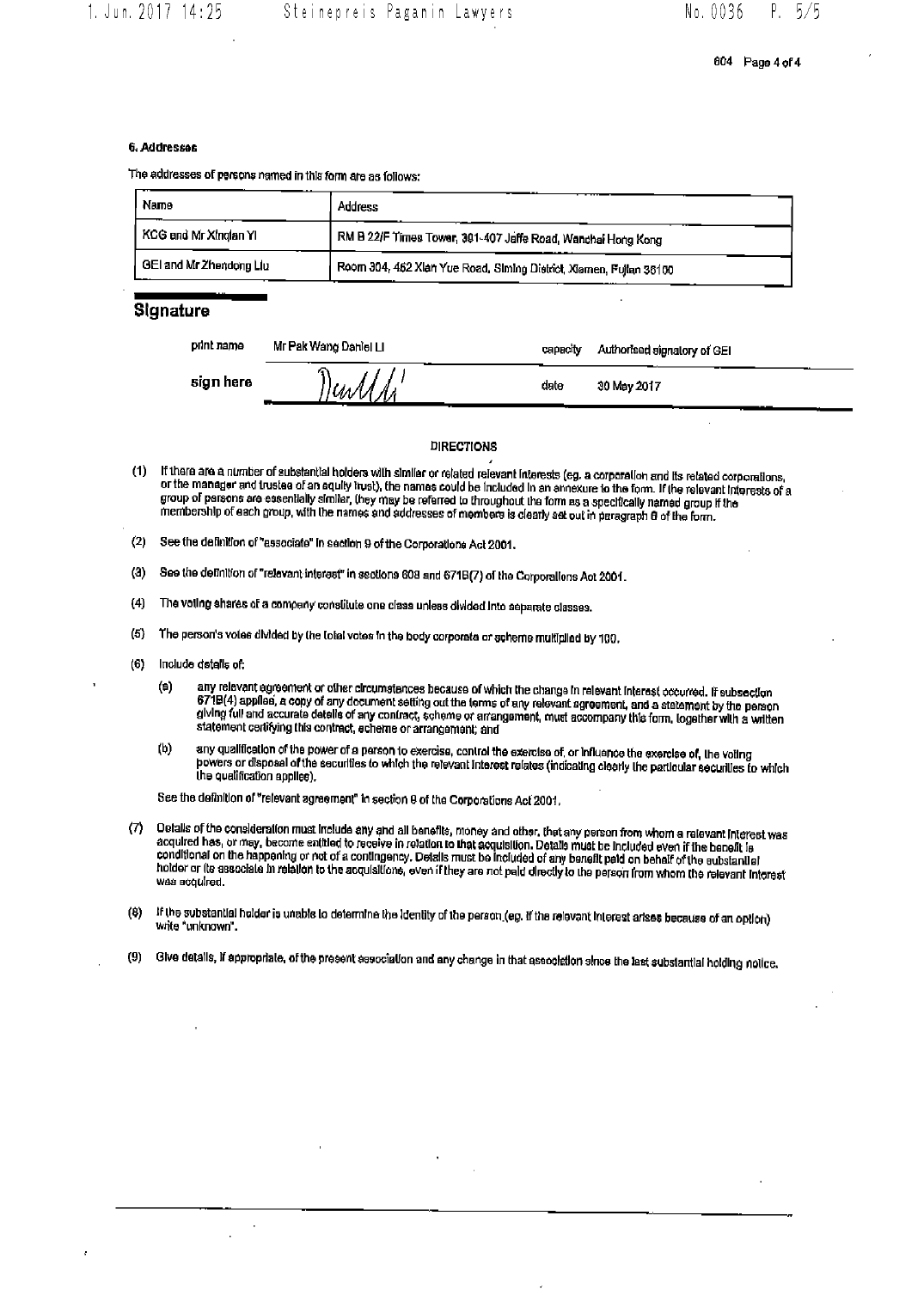### 6. Addresses

The addresses of persons named in this form are as follows:

| Name | Address |
| --- | --- |
| KCG and Mr Xinqian Yi | RM B 22/F Times Tower, 391-407 Jaffe Road, Wanchai Hong Kong |
| GEI and Mr Zhendong Liu | Room 304, 462 Xian Yue Road, Siming District, Xiamen, Fujian 36100 |

## Signature

| | | | |
| --- | --- | --- | --- |
| print name | Mr Pak Wang Daniel Li | capacity | Authorised signatory of GEI |
| sign here | | date | 30 May 2017 |

### DIRECTIONS

(1) If there are a number of substantial holders with similar or related relevant interests (eg. a corporation and its related corporations, or the manager and trustee of an equity trust), the names could be included in an annexure to the form. If the relevant interests of a group of persons are essentially similar, they may be referred to throughout the form as a specifically named group if the membership of each group, with the names and addresses of members is clearly set out in paragraph 6 of the form.

(2) See the definition of "associate" in section 9 of the Corporations Act 2001.

(3) See the definition of "relevant interest" in sections 608 and 671B(7) of the Corporations Act 2001.

(4) The voting shares of a company constitute one class unless divided into separate classes.

(5) The person's votes divided by the total votes in the body corporate or scheme multiplied by 100.

(6) Include details of:

(a) any relevant agreement or other circumstances because of which the change in relevant interest occurred. If subsection 671B(4) applies, a copy of any document setting out the terms of any relevant agreement, and a statement by the person giving full and accurate details of any contract, scheme or arrangement, must accompany this form, together with a written statement certifying this contract, scheme or arrangement; and

(b) any qualification of the power of a person to exercise, control the exercise of, or influence the exercise of, the voting powers or disposal of the securities to which the relevant interest relates (indicating clearly the particular securities to which the qualification applies).

See the definition of "relevant agreement" in section 9 of the Corporations Act 2001.

(7) Details of the consideration must include any and all benefits, money and other, that any person from whom a relevant interest was acquired has, or may, become entitled to receive in relation to that acquisition. Details must be included even if the benefit is conditional on the happening or not of a contingency. Details must be included of any benefit paid on behalf of the substantial holder or its associate in relation to the acquisitions, even if they are not paid directly to the person from whom the relevant interest was acquired.

(8) If the substantial holder is unable to determine the identity of the person (eg. if the relevant interest arises because of an option) write "unknown".

(9) Give details, if appropriate, of the present association and any change in that association since the last substantial holding notice.